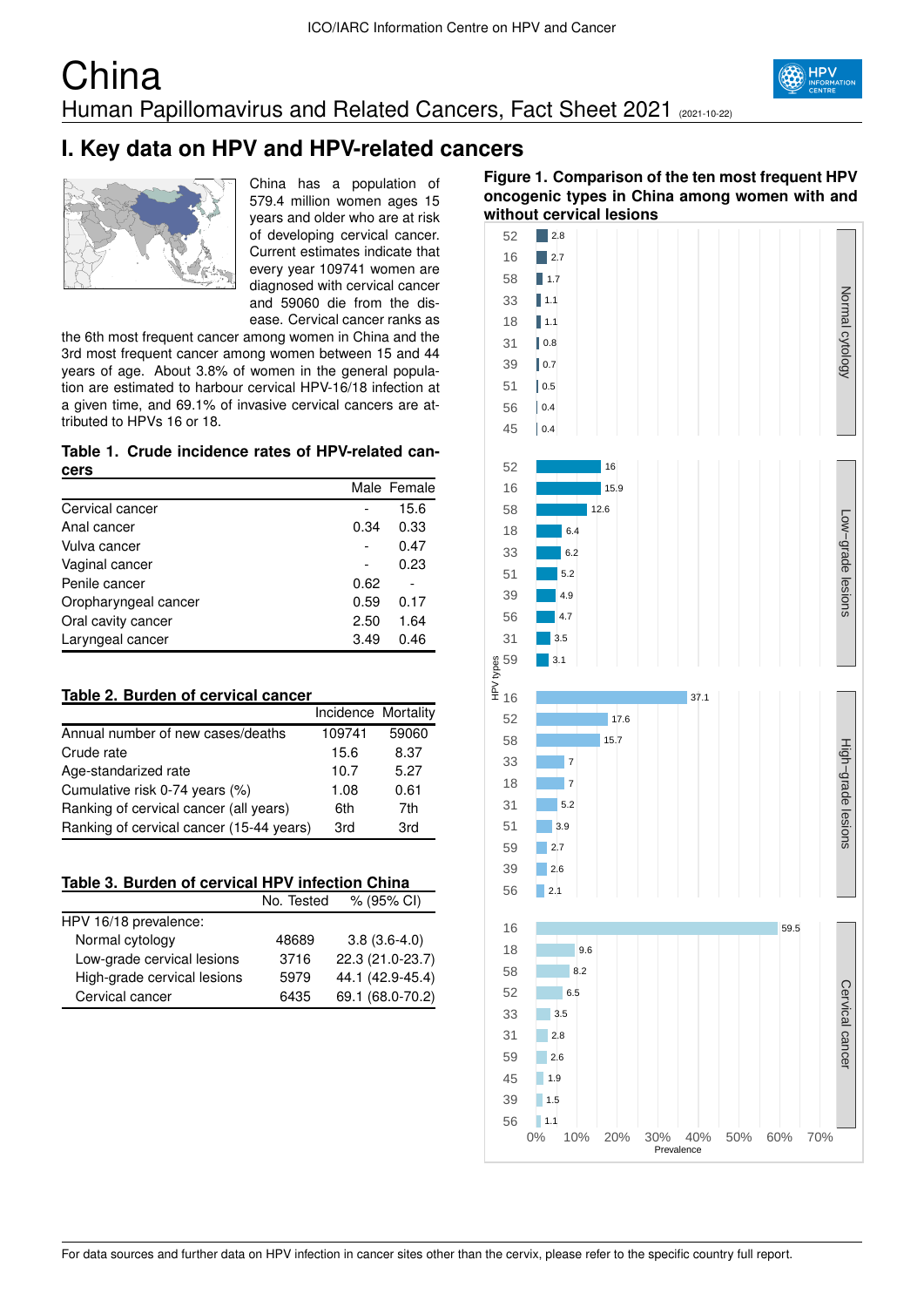# China

Human Papillomavirus and Related Cancers, Fact Sheet 2021 (2021-10-22)

## I. Key data on HPV and HPV-related cancers

China has a population of 579.4 million women ages 15 years and older who are at risk of developing cervical cancer. Current estimates indicate that every year 109741 women are diagnosed with cervical cancer and 59060 die from the disease. Cervical cancer ranks as the 6th most frequent cancer among women in China and the 3rd most frequent cancer among women between 15 and 44 years of age. About 3.8% of women in the general population are estimated to harbour cervical HPV-16/18 infection at a given time, and 69.1% of invasive cervical cancers are attributed to HPVs 16 or 18.

**Table 1. Crude incidence rates of HPV-related cancers**

| | Male | Female |
|---|---|---|
| Cervical cancer | - | 15.6 |
| Anal cancer | 0.34 | 0.33 |
| Vulva cancer | - | 0.47 |
| Vaginal cancer | - | 0.23 |
| Penile cancer | 0.62 | - |
| Oropharyngeal cancer | 0.59 | 0.17 |
| Oral cavity cancer | 2.50 | 1.64 |
| Laryngeal cancer | 3.49 | 0.46 |

**Table 2. Burden of cervical cancer**

| | Incidence | Mortality |
|---|---|---|
| Annual number of new cases/deaths | 109741 | 59060 |
| Crude rate | 15.6 | 8.37 |
| Age-standarized rate | 10.7 | 5.27 |
| Cumulative risk 0-74 years (%) | 1.08 | 0.61 |
| Ranking of cervical cancer (all years) | 6th | 7th |
| Ranking of cervical cancer (15-44 years) | 3rd | 3rd |

**Table 3. Burden of cervical HPV infection China**

| | No. Tested | % (95% CI) |
|---|---|---|
| HPV 16/18 prevalence: | | |
| Normal cytology | 48689 | 3.8 (3.6-4.0) |
| Low-grade cervical lesions | 3716 | 22.3 (21.0-23.7) |
| High-grade cervical lesions | 5979 | 44.1 (42.9-45.4) |
| Cervical cancer | 6435 | 69.1 (68.0-70.2) |

**Figure 1. Comparison of the ten most frequent HPV oncogenic types in China among women with and without cervical lesions**

| Category | HPV type | Prevalence (%) |
|---|---|---|
| Normal cytology | 52 | 2.8 |
| | 16 | 2.7 |
| | 58 | 1.7 |
| | 33 | 1.1 |
| | 18 | 1.1 |
| | 31 | 0.8 |
| | 39 | 0.7 |
| | 51 | 0.5 |
| | 56 | 0.4 |
| | 45 | 0.4 |
| Low-grade lesions | 52 | 16 |
| | 16 | 15.9 |
| | 58 | 12.6 |
| | 18 | 6.4 |
| | 33 | 6.2 |
| | 51 | 5.2 |
| | 39 | 4.9 |
| | 56 | 4.7 |
| | 31 | 3.5 |
| | 59 | 3.1 |
| High-grade lesions | 16 | 37.1 |
| | 52 | 17.6 |
| | 58 | 15.7 |
| | 33 | 7 |
| | 18 | 7 |
| | 31 | 5.2 |
| | 51 | 3.9 |
| | 59 | 2.7 |
| | 39 | 2.6 |
| | 56 | 2.1 |
| Cervical cancer | 16 | 59.5 |
| | 18 | 9.6 |
| | 58 | 8.2 |
| | 52 | 6.5 |
| | 33 | 3.5 |
| | 31 | 2.8 |
| | 59 | 2.6 |
| | 45 | 1.9 |
| | 39 | 1.5 |
| | 56 | 1.1 |

For data sources and further data on HPV infection in cancer sites other than the cervix, please refer to the specific country full report.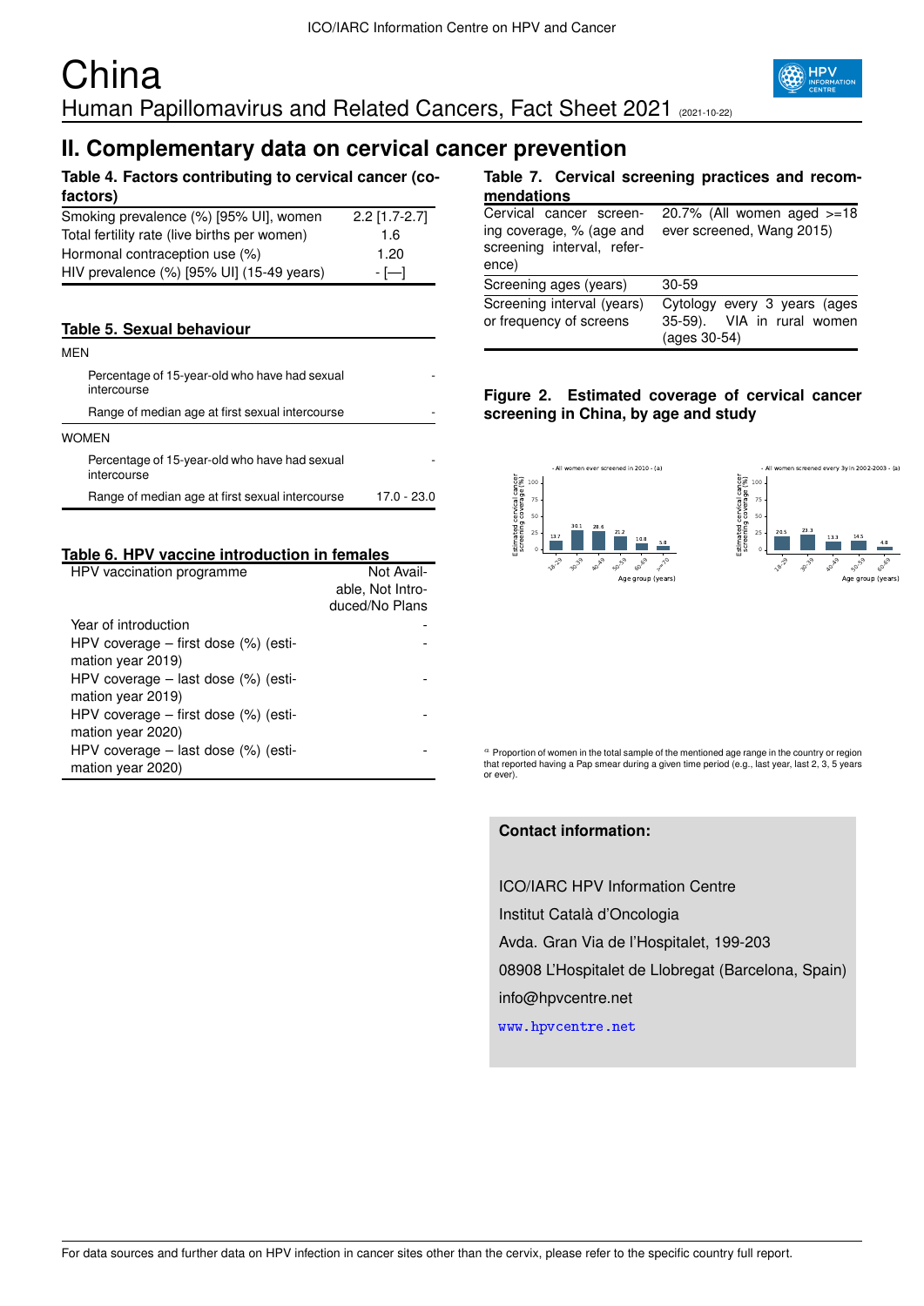# China

Human Papillomavirus and Related Cancers, Fact Sheet 2021 (2021-10-22)

## II. Complementary data on cervical cancer prevention

**Table 4. Factors contributing to cervical cancer (cofactors)**

| | |
|---|---|
| Smoking prevalence (%) [95% UI], women | 2.2 [1.7-2.7] |
| Total fertility rate (live births per women) | 1.6 |
| Hormonal contraception use (%) | 1.20 |
| HIV prevalence (%) [95% UI] (15-49 years) | - [—] |

**Table 5. Sexual behaviour**

| | |
|---|---|
| **MEN** | |
| Percentage of 15-year-old who have had sexual intercourse | - |
| Range of median age at first sexual intercourse | - |
| **WOMEN** | |
| Percentage of 15-year-old who have had sexual intercourse | - |
| Range of median age at first sexual intercourse | 17.0 - 23.0 |

**Table 6. HPV vaccine introduction in females**

| | |
|---|---|
| HPV vaccination programme | Not Available, Not Introduced/No Plans |
| Year of introduction | - |
| HPV coverage – first dose (%) (estimation year 2019) | - |
| HPV coverage – last dose (%) (estimation year 2019) | - |
| HPV coverage – first dose (%) (estimation year 2020) | - |
| HPV coverage – last dose (%) (estimation year 2020) | - |

**Table 7. Cervical screening practices and recommendations**

| | |
|---|---|
| Cervical cancer screening coverage, % (age and screening interval, reference) | 20.7% (All women aged >=18 ever screened, Wang 2015) |
| Screening ages (years) | 30-59 |
| Screening interval (years) or frequency of screens | Cytology every 3 years (ages 35-59). VIA in rural women (ages 30-54) |

**Figure 2. Estimated coverage of cervical cancer screening in China, by age and study**

- All women ever screened in 2010 - (a)

Estimated cervical cancer screening coverage (%)

100
75
50
25
0

13.7
30.1
28.6
21.2
10.8
5.8

18-29
30-39
40-49
50-59
60-69
>=70

Age group (years)

- All women screened every 3y in 2002-2003 - (a)

Estimated cervical cancer screening coverage (%)

100
75
50
25
0

20.5
23.3
13.3
14.5
4.8

18-29
30-39
40-49
50-59
60-69

Age group (years)

[a] Proportion of women in the total sample of the mentioned age range in the country or region that reported having a Pap smear during a given time period (e.g., last year, last 2, 3, 5 years or ever).

**Contact information:**

ICO/IARC HPV Information Centre
Institut Català d'Oncologia
Avda. Gran Via de l'Hospitalet, 199-203
08908 L'Hospitalet de Llobregat (Barcelona, Spain)
info@hpvcentre.net
www.hpvcentre.net

For data sources and further data on HPV infection in cancer sites other than the cervix, please refer to the specific country full report.